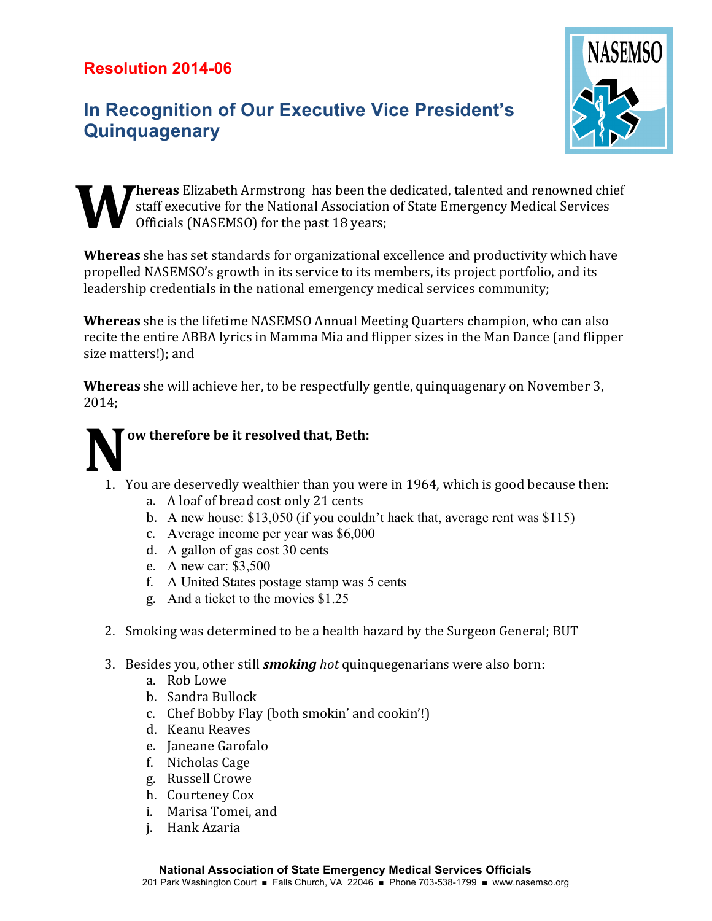**Resolution 2014-06**

# In Recognition of Our Executive Vice President's Quinquagenary

**Whereas** Elizabeth Armstrong has been the dedicated, talented and renowned chief staff executive for the National Association of State Emergency Medical Services Officials (NASEMSO) for the past 18 years;

**Whereas** she has set standards for organizational excellence and productivity which have propelled NASEMSO's growth in its service to its members, its project portfolio, and its leadership credentials in the national emergency medical services community;

**Whereas** she is the lifetime NASEMSO Annual Meeting Quarters champion, who can also recite the entire ABBA lyrics in Mamma Mia and flipper sizes in the Man Dance (and flipper size matters!); and

**Whereas** she will achieve her, to be respectfully gentle, quinquagenary on November 3, 2014;

**Now therefore be it resolved that, Beth:**

1. You are deservedly wealthier than you were in 1964, which is good because then:
   a. A loaf of bread cost only 21 cents
   b. A new house: $13,050 (if you couldn't hack that, average rent was $115)
   c. Average income per year was $6,000
   d. A gallon of gas cost 30 cents
   e. A new car: $3,500
   f. A United States postage stamp was 5 cents
   g. And a ticket to the movies $1.25

2. Smoking was determined to be a health hazard by the Surgeon General; BUT

3. Besides you, other still ***smoking*** *hot* quinquegenarians were also born:
   a. Rob Lowe
   b. Sandra Bullock
   c. Chef Bobby Flay (both smokin' and cookin'!)
   d. Keanu Reaves
   e. Janeane Garofalo
   f. Nicholas Cage
   g. Russell Crowe
   h. Courteney Cox
   i. Marisa Tomei, and
   j. Hank Azaria

**National Association of State Emergency Medical Services Officials**
201 Park Washington Court ■ Falls Church, VA 22046 ■ Phone 703-538-1799 ■ www.nasemso.org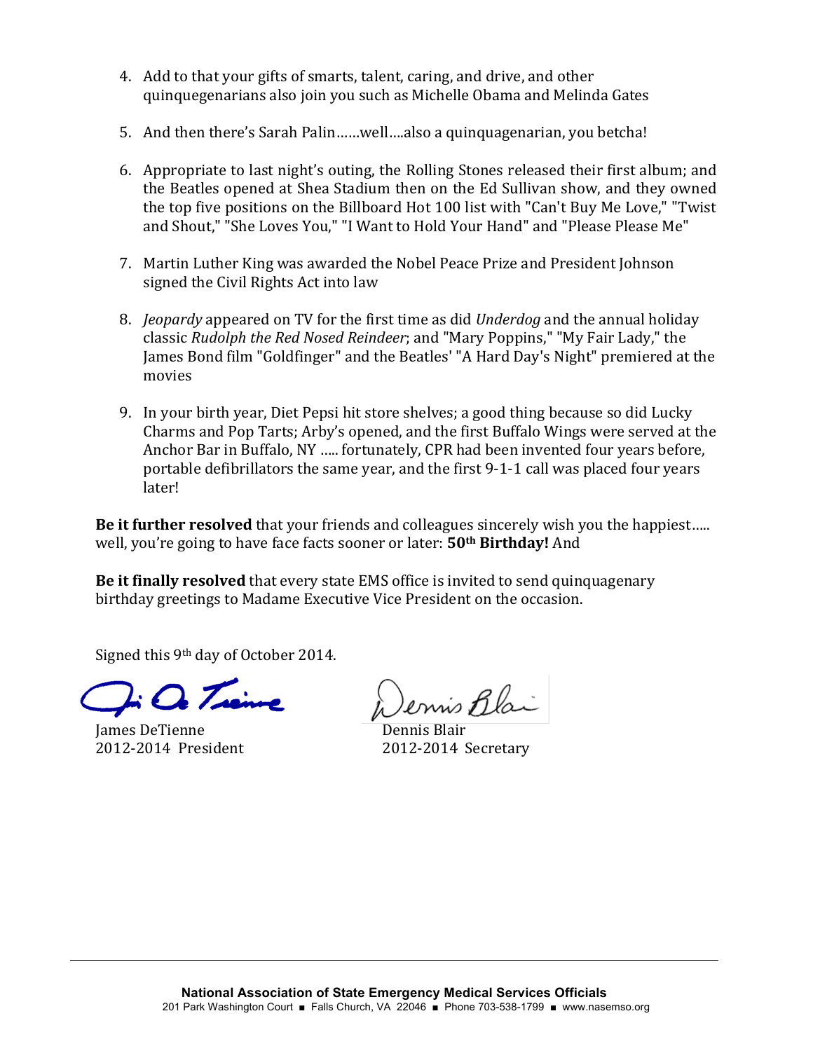4. Add to that your gifts of smarts, talent, caring, and drive, and other quinquegenarians also join you such as Michelle Obama and Melinda Gates

5. And then there's Sarah Palin……well….also a quinquagenarian, you betcha!

6. Appropriate to last night's outing, the Rolling Stones released their first album; and the Beatles opened at Shea Stadium then on the Ed Sullivan show, and they owned the top five positions on the Billboard Hot 100 list with "Can't Buy Me Love," "Twist and Shout," "She Loves You," "I Want to Hold Your Hand" and "Please Please Me"

7. Martin Luther King was awarded the Nobel Peace Prize and President Johnson signed the Civil Rights Act into law

8. *Jeopardy* appeared on TV for the first time as did *Underdog* and the annual holiday classic *Rudolph the Red Nosed Reindeer*; and "Mary Poppins," "My Fair Lady," the James Bond film "Goldfinger" and the Beatles' "A Hard Day's Night" premiered at the movies

9. In your birth year, Diet Pepsi hit store shelves; a good thing because so did Lucky Charms and Pop Tarts; Arby's opened, and the first Buffalo Wings were served at the Anchor Bar in Buffalo, NY ….. fortunately, CPR had been invented four years before, portable defibrillators the same year, and the first 9-1-1 call was placed four years later!

**Be it further resolved** that your friends and colleagues sincerely wish you the happiest….. well, you're going to have face facts sooner or later: **50th Birthday!** And

**Be it finally resolved** that every state EMS office is invited to send quinquagenary birthday greetings to Madame Executive Vice President on the occasion.

Signed this 9th day of October 2014.

James DeTienne
2012-2014 President

Dennis Blair
2012-2014 Secretary

**National Association of State Emergency Medical Services Officials**
201 Park Washington Court ■ Falls Church, VA 22046 ■ Phone 703-538-1799 ■ www.nasemso.org